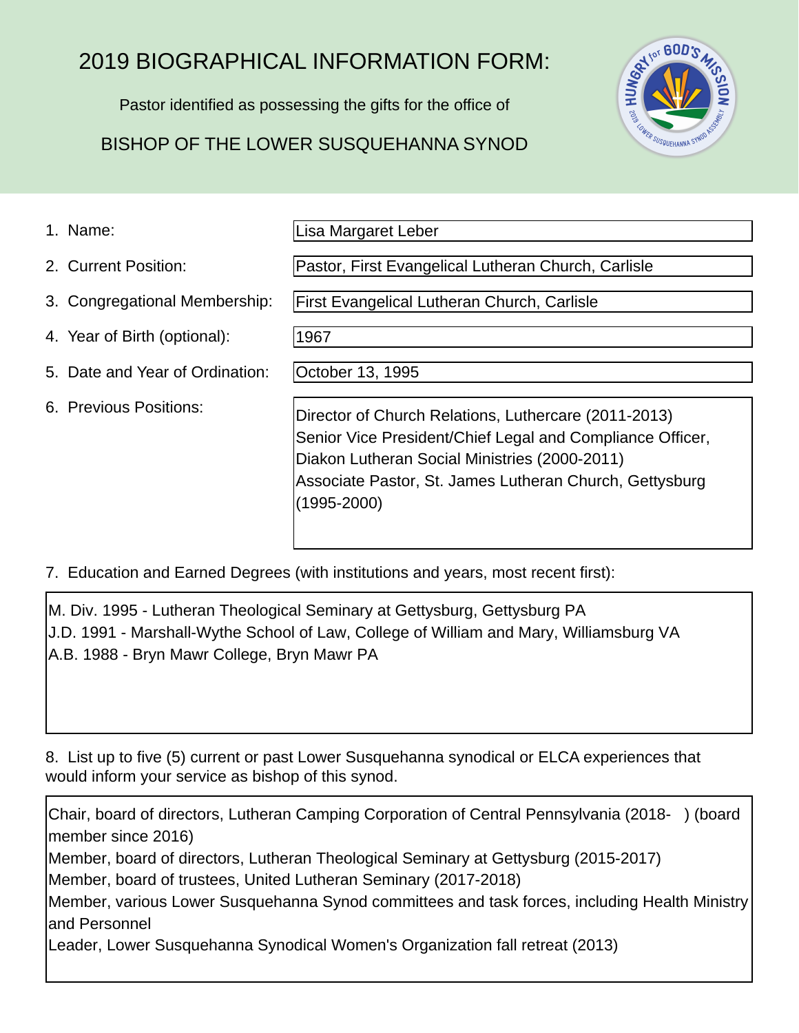# 2019 BIOGRAPHICAL INFORMATION FORM:

Pastor identified as possessing the gifts for the office of

BISHOP OF THE LOWER SUSQUEHANNA SYNOD

1. Name: Lisa Margaret Leber
2. Current Position: Pastor, First Evangelical Lutheran Church, Carlisle
3. Congregational Membership: First Evangelical Lutheran Church, Carlisle
4. Year of Birth (optional): 1967
5. Date and Year of Ordination: October 13, 1995
6. Previous Positions:

   Director of Church Relations, Luthercare (2011-2013)
   Senior Vice President/Chief Legal and Compliance Officer, Diakon Lutheran Social Ministries (2000-2011)
   Associate Pastor, St. James Lutheran Church, Gettysburg (1995-2000)

7. Education and Earned Degrees (with institutions and years, most recent first):

   M. Div. 1995 - Lutheran Theological Seminary at Gettysburg, Gettysburg PA
   J.D. 1991 - Marshall-Wythe School of Law, College of William and Mary, Williamsburg VA
   A.B. 1988 - Bryn Mawr College, Bryn Mawr PA

8. List up to five (5) current or past Lower Susquehanna synodical or ELCA experiences that would inform your service as bishop of this synod.

   Chair, board of directors, Lutheran Camping Corporation of Central Pennsylvania (2018- ) (board member since 2016)
   Member, board of directors, Lutheran Theological Seminary at Gettysburg (2015-2017)
   Member, board of trustees, United Lutheran Seminary (2017-2018)
   Member, various Lower Susquehanna Synod committees and task forces, including Health Ministry and Personnel
   Leader, Lower Susquehanna Synodical Women's Organization fall retreat (2013)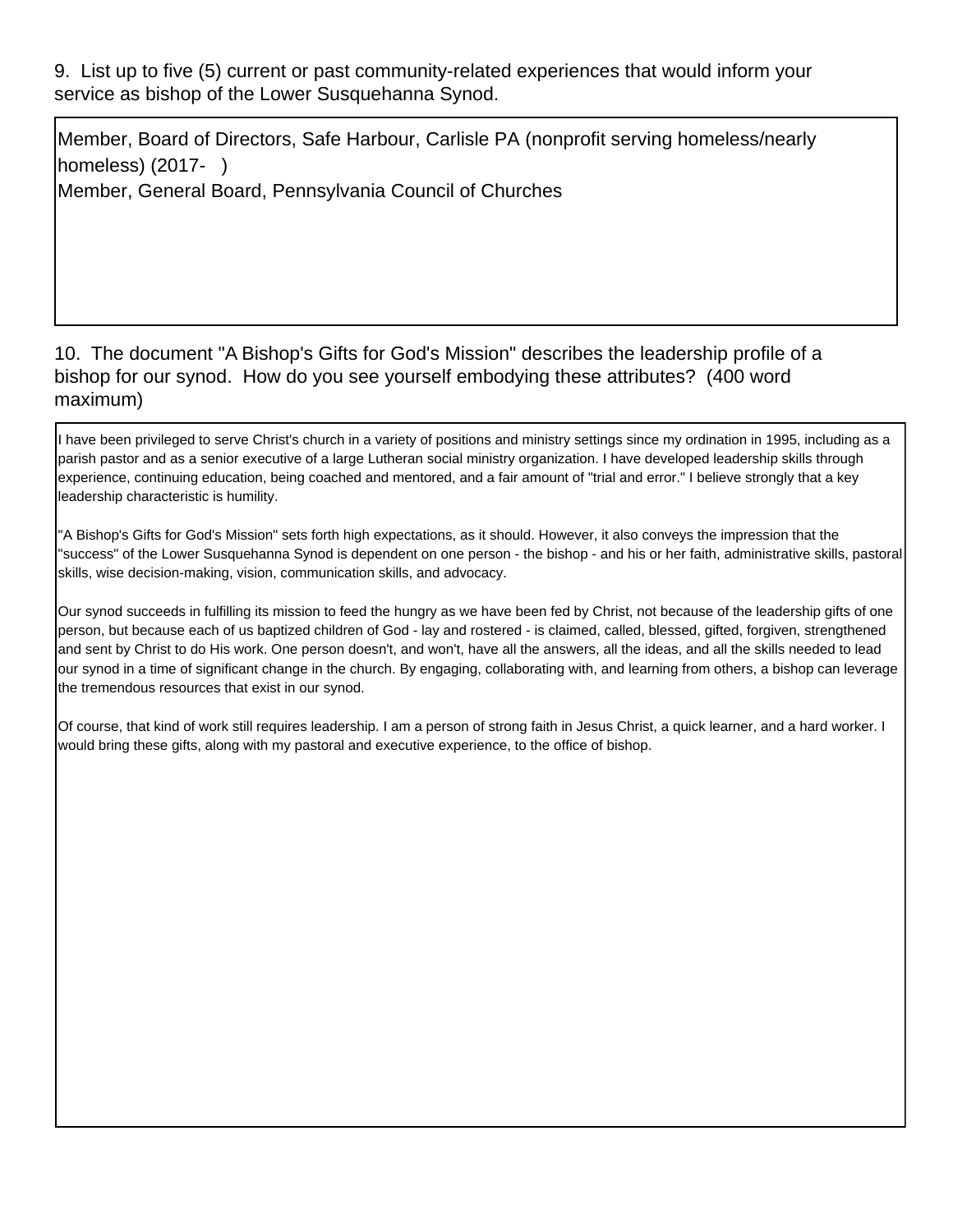9. List up to five (5) current or past community-related experiences that would inform your service as bishop of the Lower Susquehanna Synod.

Member, Board of Directors, Safe Harbour, Carlisle PA (nonprofit serving homeless/nearly homeless) (2017- )
Member, General Board, Pennsylvania Council of Churches

10. The document "A Bishop's Gifts for God's Mission" describes the leadership profile of a bishop for our synod. How do you see yourself embodying these attributes? (400 word maximum)

I have been privileged to serve Christ's church in a variety of positions and ministry settings since my ordination in 1995, including as a parish pastor and as a senior executive of a large Lutheran social ministry organization. I have developed leadership skills through experience, continuing education, being coached and mentored, and a fair amount of "trial and error." I believe strongly that a key leadership characteristic is humility.

"A Bishop's Gifts for God's Mission" sets forth high expectations, as it should. However, it also conveys the impression that the "success" of the Lower Susquehanna Synod is dependent on one person - the bishop - and his or her faith, administrative skills, pastoral skills, wise decision-making, vision, communication skills, and advocacy.

Our synod succeeds in fulfilling its mission to feed the hungry as we have been fed by Christ, not because of the leadership gifts of one person, but because each of us baptized children of God - lay and rostered - is claimed, called, blessed, gifted, forgiven, strengthened and sent by Christ to do His work. One person doesn't, and won't, have all the answers, all the ideas, and all the skills needed to lead our synod in a time of significant change in the church. By engaging, collaborating with, and learning from others, a bishop can leverage the tremendous resources that exist in our synod.

Of course, that kind of work still requires leadership. I am a person of strong faith in Jesus Christ, a quick learner, and a hard worker. I would bring these gifts, along with my pastoral and executive experience, to the office of bishop.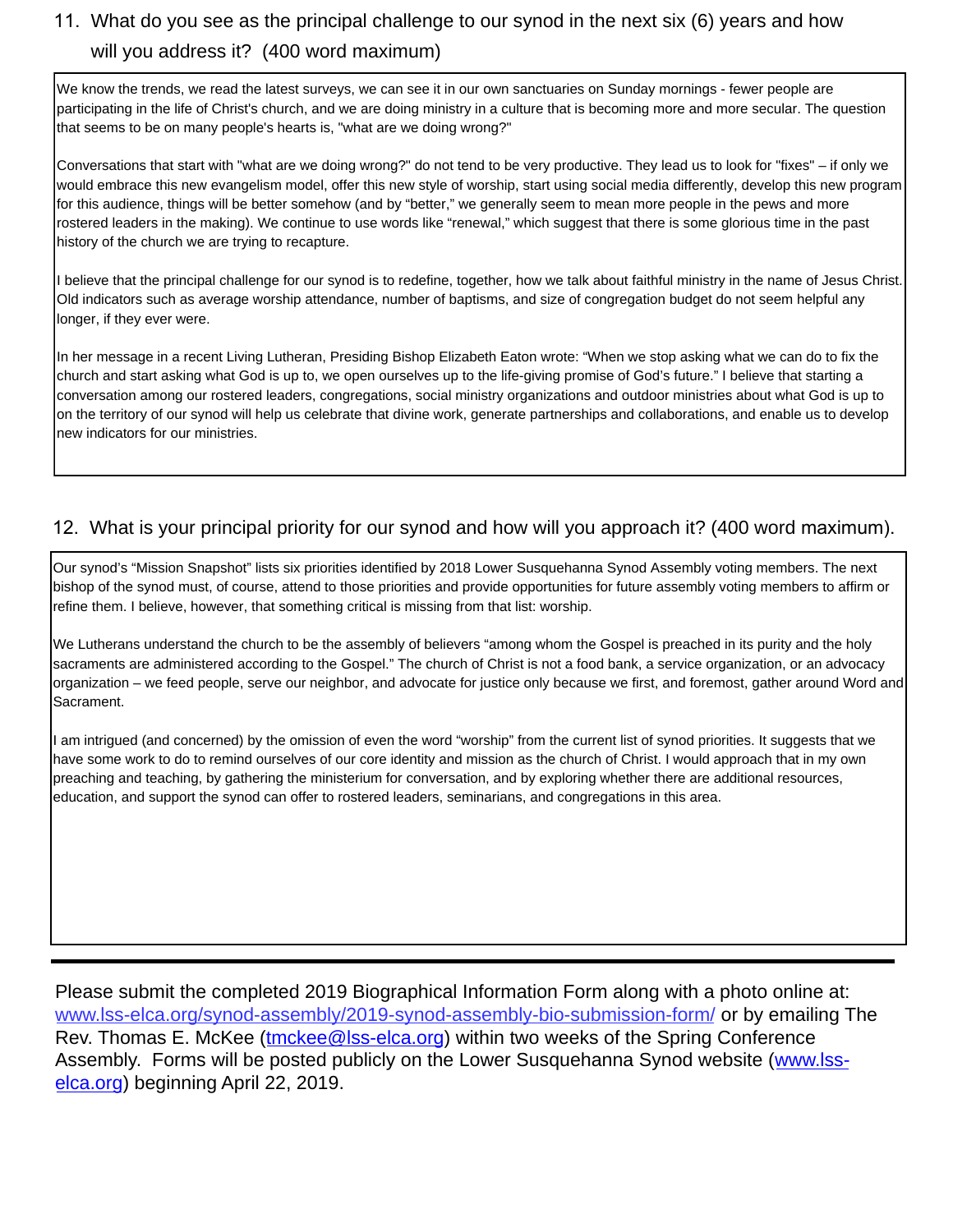11. What do you see as the principal challenge to our synod in the next six (6) years and how will you address it? (400 word maximum)

We know the trends, we read the latest surveys, we can see it in our own sanctuaries on Sunday mornings - fewer people are participating in the life of Christ's church, and we are doing ministry in a culture that is becoming more and more secular. The question that seems to be on many people's hearts is, "what are we doing wrong?"

Conversations that start with "what are we doing wrong?" do not tend to be very productive. They lead us to look for "fixes" – if only we would embrace this new evangelism model, offer this new style of worship, start using social media differently, develop this new program for this audience, things will be better somehow (and by "better," we generally seem to mean more people in the pews and more rostered leaders in the making). We continue to use words like "renewal," which suggest that there is some glorious time in the past history of the church we are trying to recapture.

I believe that the principal challenge for our synod is to redefine, together, how we talk about faithful ministry in the name of Jesus Christ. Old indicators such as average worship attendance, number of baptisms, and size of congregation budget do not seem helpful any longer, if they ever were.

In her message in a recent Living Lutheran, Presiding Bishop Elizabeth Eaton wrote: "When we stop asking what we can do to fix the church and start asking what God is up to, we open ourselves up to the life-giving promise of God's future." I believe that starting a conversation among our rostered leaders, congregations, social ministry organizations and outdoor ministries about what God is up to on the territory of our synod will help us celebrate that divine work, generate partnerships and collaborations, and enable us to develop new indicators for our ministries.

12. What is your principal priority for our synod and how will you approach it? (400 word maximum).

Our synod's "Mission Snapshot" lists six priorities identified by 2018 Lower Susquehanna Synod Assembly voting members. The next bishop of the synod must, of course, attend to those priorities and provide opportunities for future assembly voting members to affirm or refine them. I believe, however, that something critical is missing from that list: worship.

We Lutherans understand the church to be the assembly of believers "among whom the Gospel is preached in its purity and the holy sacraments are administered according to the Gospel." The church of Christ is not a food bank, a service organization, or an advocacy organization – we feed people, serve our neighbor, and advocate for justice only because we first, and foremost, gather around Word and Sacrament.

I am intrigued (and concerned) by the omission of even the word "worship" from the current list of synod priorities. It suggests that we have some work to do to remind ourselves of our core identity and mission as the church of Christ. I would approach that in my own preaching and teaching, by gathering the ministerium for conversation, and by exploring whether there are additional resources, education, and support the synod can offer to rostered leaders, seminarians, and congregations in this area.

---

Please submit the completed 2019 Biographical Information Form along with a photo online at: [www.lss-elca.org/synod-assembly/2019-synod-assembly-bio-submission-form/](www.lss-elca.org/synod-assembly/2019-synod-assembly-bio-submission-form/) or by emailing The Rev. Thomas E. McKee ([tmckee@lss-elca.org](mailto:tmckee@lss-elca.org)) within two weeks of the Spring Conference Assembly. Forms will be posted publicly on the Lower Susquehanna Synod website ([www.lss-elca.org](www.lss-elca.org)) beginning April 22, 2019.